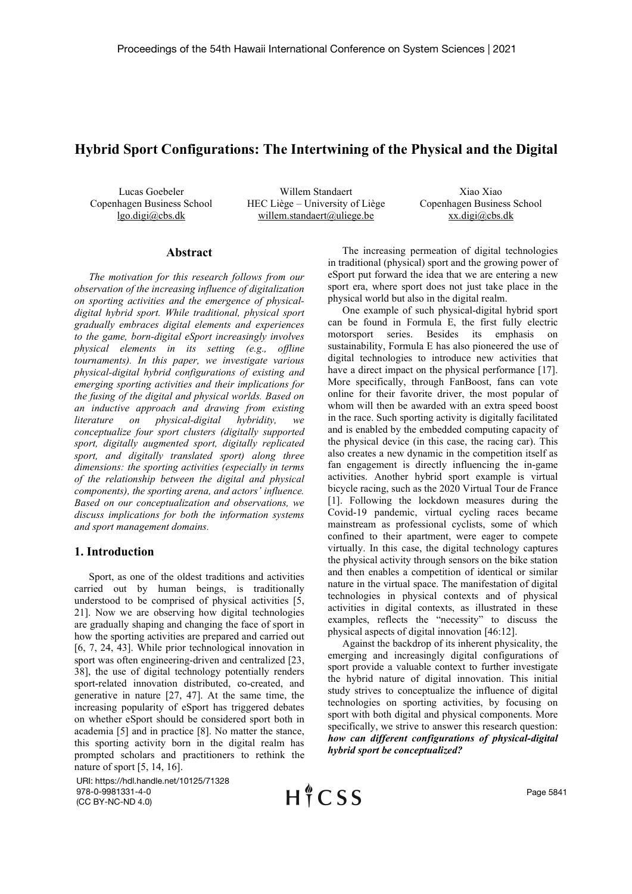# Hybrid Sport Configurations: The Intertwining of the Physical and the Digital

Lucas Goebeler
Copenhagen Business School
lgo.digi@cbs.dk

Willem Standaert
HEC Liège – University of Liège
willem.standaert@uliege.be

Xiao Xiao
Copenhagen Business School
xx.digi@cbs.dk

## Abstract

*The motivation for this research follows from our observation of the increasing influence of digitalization on sporting activities and the emergence of physical-digital hybrid sport. While traditional, physical sport gradually embraces digital elements and experiences to the game, born-digital eSport increasingly involves physical elements in its setting (e.g., offline tournaments). In this paper, we investigate various physical-digital hybrid configurations of existing and emerging sporting activities and their implications for the fusing of the digital and physical worlds. Based on an inductive approach and drawing from existing literature on physical-digital hybridity, we conceptualize four sport clusters (digitally supported sport, digitally augmented sport, digitally replicated sport, and digitally translated sport) along three dimensions: the sporting activities (especially in terms of the relationship between the digital and physical components), the sporting arena, and actors' influence. Based on our conceptualization and observations, we discuss implications for both the information systems and sport management domains.*

## 1. Introduction

Sport, as one of the oldest traditions and activities carried out by human beings, is traditionally understood to be comprised of physical activities [5, 21]. Now we are observing how digital technologies are gradually shaping and changing the face of sport in how the sporting activities are prepared and carried out [6, 7, 24, 43]. While prior technological innovation in sport was often engineering-driven and centralized [23, 38], the use of digital technology potentially renders sport-related innovation distributed, co-created, and generative in nature [27, 47]. At the same time, the increasing popularity of eSport has triggered debates on whether eSport should be considered sport both in academia [5] and in practice [8]. No matter the stance, this sporting activity born in the digital realm has prompted scholars and practitioners to rethink the nature of sport [5, 14, 16].

The increasing permeation of digital technologies in traditional (physical) sport and the growing power of eSport put forward the idea that we are entering a new sport era, where sport does not just take place in the physical world but also in the digital realm.

One example of such physical-digital hybrid sport can be found in Formula E, the first fully electric motorsport series. Besides its emphasis on sustainability, Formula E has also pioneered the use of digital technologies to introduce new activities that have a direct impact on the physical performance [17]. More specifically, through FanBoost, fans can vote online for their favorite driver, the most popular of whom will then be awarded with an extra speed boost in the race. Such sporting activity is digitally facilitated and is enabled by the embedded computing capacity of the physical device (in this case, the racing car). This also creates a new dynamic in the competition itself as fan engagement is directly influencing the in-game activities. Another hybrid sport example is virtual bicycle racing, such as the 2020 Virtual Tour de France [1]. Following the lockdown measures during the Covid-19 pandemic, virtual cycling races became mainstream as professional cyclists, some of which confined to their apartment, were eager to compete virtually. In this case, the digital technology captures the physical activity through sensors on the bike station and then enables a competition of identical or similar nature in the virtual space. The manifestation of digital technologies in physical contexts and of physical activities in digital contexts, as illustrated in these examples, reflects the "necessity" to discuss the physical aspects of digital innovation [46:12].

Against the backdrop of its inherent physicality, the emerging and increasingly digital configurations of sport provide a valuable context to further investigate the hybrid nature of digital innovation. This initial study strives to conceptualize the influence of digital technologies on sporting activities, by focusing on sport with both digital and physical components. More specifically, we strive to answer this research question: ***how can different configurations of physical-digital hybrid sport be conceptualized?***

URI: https://hdl.handle.net/10125/71328
978-0-9981331-4-0
(CC BY-NC-ND 4.0)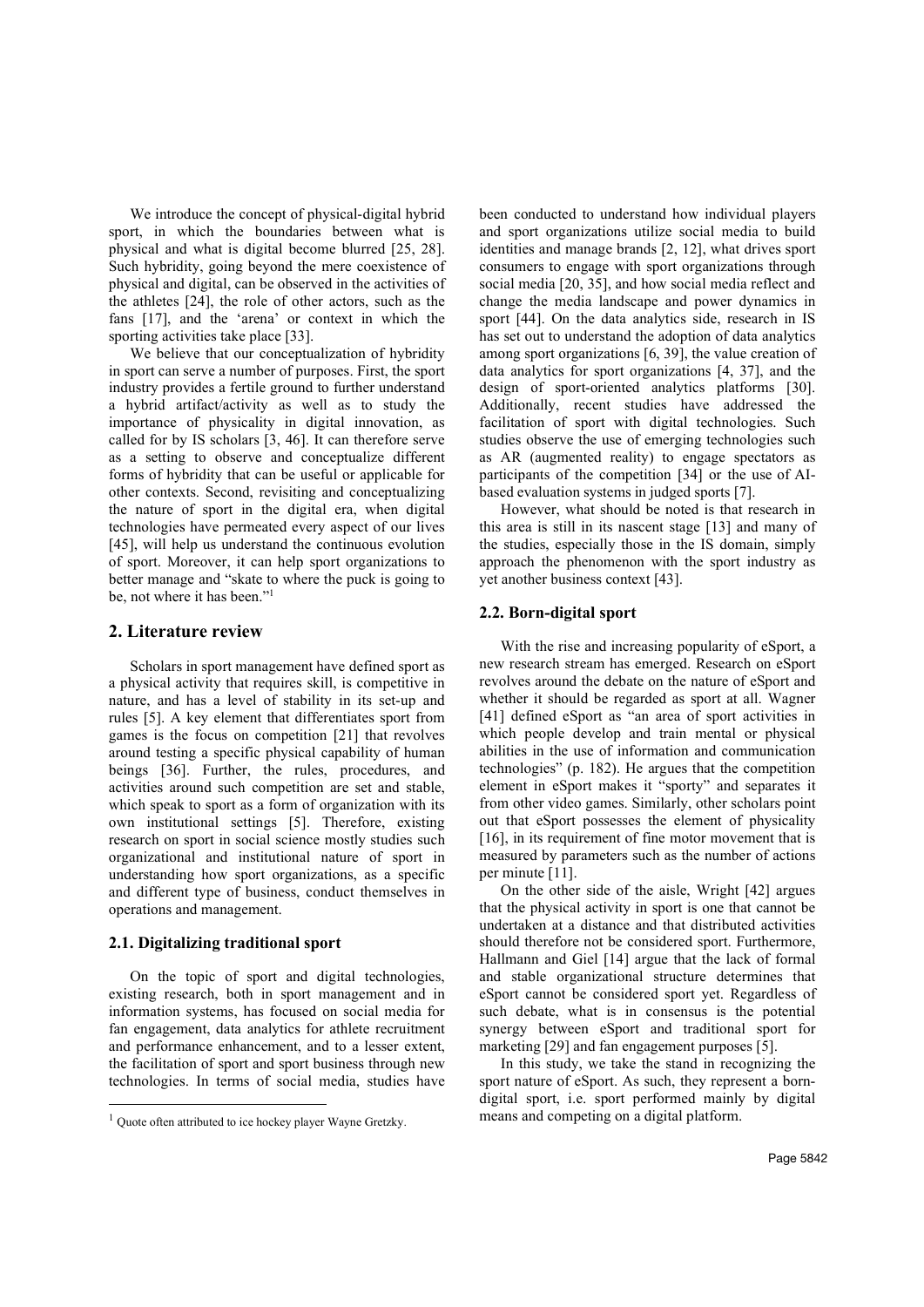We introduce the concept of physical-digital hybrid sport, in which the boundaries between what is physical and what is digital become blurred [25, 28]. Such hybridity, going beyond the mere coexistence of physical and digital, can be observed in the activities of the athletes [24], the role of other actors, such as the fans [17], and the 'arena' or context in which the sporting activities take place [33].

We believe that our conceptualization of hybridity in sport can serve a number of purposes. First, the sport industry provides a fertile ground to further understand a hybrid artifact/activity as well as to study the importance of physicality in digital innovation, as called for by IS scholars [3, 46]. It can therefore serve as a setting to observe and conceptualize different forms of hybridity that can be useful or applicable for other contexts. Second, revisiting and conceptualizing the nature of sport in the digital era, when digital technologies have permeated every aspect of our lives [45], will help us understand the continuous evolution of sport. Moreover, it can help sport organizations to better manage and "skate to where the puck is going to be, not where it has been."[1]

## 2. Literature review

Scholars in sport management have defined sport as a physical activity that requires skill, is competitive in nature, and has a level of stability in its set-up and rules [5]. A key element that differentiates sport from games is the focus on competition [21] that revolves around testing a specific physical capability of human beings [36]. Further, the rules, procedures, and activities around such competition are set and stable, which speak to sport as a form of organization with its own institutional settings [5]. Therefore, existing research on sport in social science mostly studies such organizational and institutional nature of sport in understanding how sport organizations, as a specific and different type of business, conduct themselves in operations and management.

### 2.1. Digitalizing traditional sport

On the topic of sport and digital technologies, existing research, both in sport management and in information systems, has focused on social media for fan engagement, data analytics for athlete recruitment and performance enhancement, and to a lesser extent, the facilitation of sport and sport business through new technologies. In terms of social media, studies have been conducted to understand how individual players and sport organizations utilize social media to build identities and manage brands [2, 12], what drives sport consumers to engage with sport organizations through social media [20, 35], and how social media reflect and change the media landscape and power dynamics in sport [44]. On the data analytics side, research in IS has set out to understand the adoption of data analytics among sport organizations [6, 39], the value creation of data analytics for sport organizations [4, 37], and the design of sport-oriented analytics platforms [30]. Additionally, recent studies have addressed the facilitation of sport with digital technologies. Such studies observe the use of emerging technologies such as AR (augmented reality) to engage spectators as participants of the competition [34] or the use of AI-based evaluation systems in judged sports [7].

However, what should be noted is that research in this area is still in its nascent stage [13] and many of the studies, especially those in the IS domain, simply approach the phenomenon with the sport industry as yet another business context [43].

### 2.2. Born-digital sport

With the rise and increasing popularity of eSport, a new research stream has emerged. Research on eSport revolves around the debate on the nature of eSport and whether it should be regarded as sport at all. Wagner [41] defined eSport as "an area of sport activities in which people develop and train mental or physical abilities in the use of information and communication technologies" (p. 182). He argues that the competition element in eSport makes it "sporty" and separates it from other video games. Similarly, other scholars point out that eSport possesses the element of physicality [16], in its requirement of fine motor movement that is measured by parameters such as the number of actions per minute [11].

On the other side of the aisle, Wright [42] argues that the physical activity in sport is one that cannot be undertaken at a distance and that distributed activities should therefore not be considered sport. Furthermore, Hallmann and Giel [14] argue that the lack of formal and stable organizational structure determines that eSport cannot be considered sport yet. Regardless of such debate, what is in consensus is the potential synergy between eSport and traditional sport for marketing [29] and fan engagement purposes [5].

In this study, we take the stand in recognizing the sport nature of eSport. As such, they represent a born-digital sport, i.e. sport performed mainly by digital means and competing on a digital platform.

[1] Quote often attributed to ice hockey player Wayne Gretzky.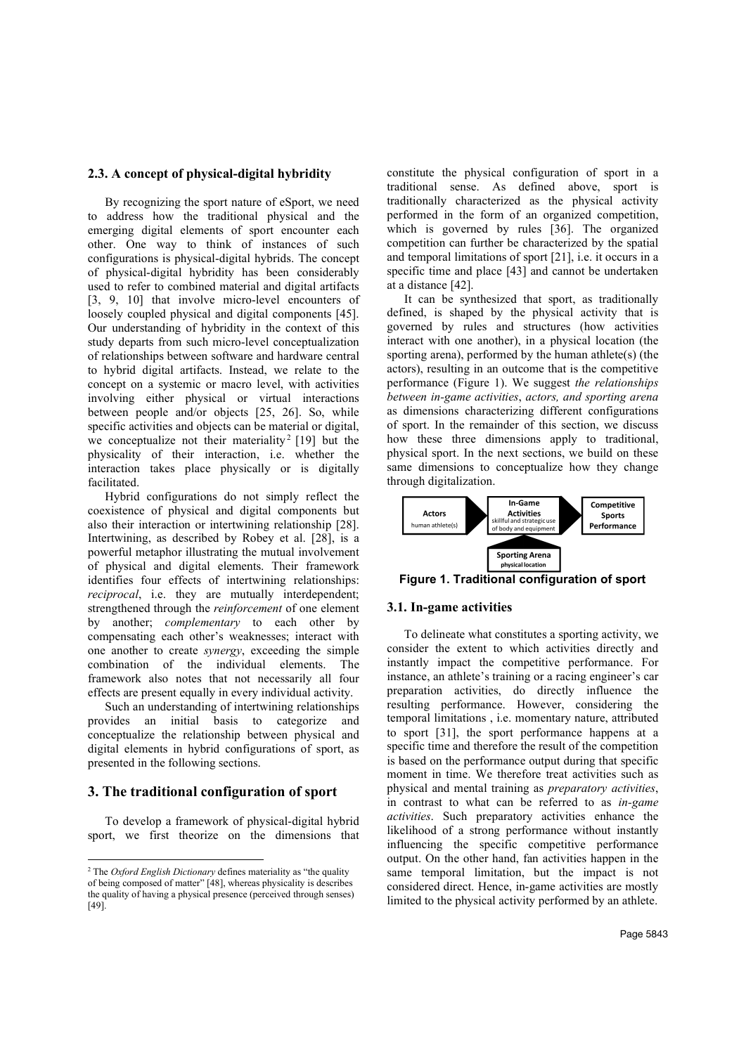### 2.3. A concept of physical-digital hybridity

By recognizing the sport nature of eSport, we need to address how the traditional physical and the emerging digital elements of sport encounter each other. One way to think of instances of such configurations is physical-digital hybrids. The concept of physical-digital hybridity has been considerably used to refer to combined material and digital artifacts [3, 9, 10] that involve micro-level encounters of loosely coupled physical and digital components [45]. Our understanding of hybridity in the context of this study departs from such micro-level conceptualization of relationships between software and hardware central to hybrid digital artifacts. Instead, we relate to the concept on a systemic or macro level, with activities involving either physical or virtual interactions between people and/or objects [25, 26]. So, while specific activities and objects can be material or digital, we conceptualize not their materiality[2] [19] but the physicality of their interaction, i.e. whether the interaction takes place physically or is digitally facilitated.

Hybrid configurations do not simply reflect the coexistence of physical and digital components but also their interaction or intertwining relationship [28]. Intertwining, as described by Robey et al. [28], is a powerful metaphor illustrating the mutual involvement of physical and digital elements. Their framework identifies four effects of intertwining relationships: *reciprocal*, i.e. they are mutually interdependent; strengthened through the *reinforcement* of one element by another; *complementary* to each other by compensating each other's weaknesses; interact with one another to create *synergy*, exceeding the simple combination of the individual elements. The framework also notes that not necessarily all four effects are present equally in every individual activity.

Such an understanding of intertwining relationships provides an initial basis to categorize and conceptualize the relationship between physical and digital elements in hybrid configurations of sport, as presented in the following sections.

## 3. The traditional configuration of sport

To develop a framework of physical-digital hybrid sport, we first theorize on the dimensions that constitute the physical configuration of sport in a traditional sense. As defined above, sport is traditionally characterized as the physical activity performed in the form of an organized competition, which is governed by rules [36]. The organized competition can further be characterized by the spatial and temporal limitations of sport [21], i.e. it occurs in a specific time and place [43] and cannot be undertaken at a distance [42].

It can be synthesized that sport, as traditionally defined, is shaped by the physical activity that is governed by rules and structures (how activities interact with one another), in a physical location (the sporting arena), performed by the human athlete(s) (the actors), resulting in an outcome that is the competitive performance (Figure 1). We suggest *the relationships between in-game activities, actors, and sporting arena* as dimensions characterizing different configurations of sport. In the remainder of this section, we discuss how these three dimensions apply to traditional, physical sport. In the next sections, we build on these same dimensions to conceptualize how they change through digitalization.

Actors (human athlete(s)) → In-Game Activities (skillful and strategic use of body and equipment) → Competitive Sports Performance; Sporting Arena (physical location) → In-Game Activities

**Figure 1. Traditional configuration of sport**

### 3.1. In-game activities

To delineate what constitutes a sporting activity, we consider the extent to which activities directly and instantly impact the competitive performance. For instance, an athlete's training or a racing engineer's car preparation activities, do directly influence the resulting performance. However, considering the temporal limitations , i.e. momentary nature, attributed to sport [31], the sport performance happens at a specific time and therefore the result of the competition is based on the performance output during that specific moment in time. We therefore treat activities such as physical and mental training as *preparatory activities*, in contrast to what can be referred to as *in-game activities*. Such preparatory activities enhance the likelihood of a strong performance without instantly influencing the specific competitive performance output. On the other hand, fan activities happen in the same temporal limitation, but the impact is not considered direct. Hence, in-game activities are mostly limited to the physical activity performed by an athlete.

[2] The *Oxford English Dictionary* defines materiality as "the quality of being composed of matter" [48], whereas physicality is describes the quality of having a physical presence (perceived through senses) [49].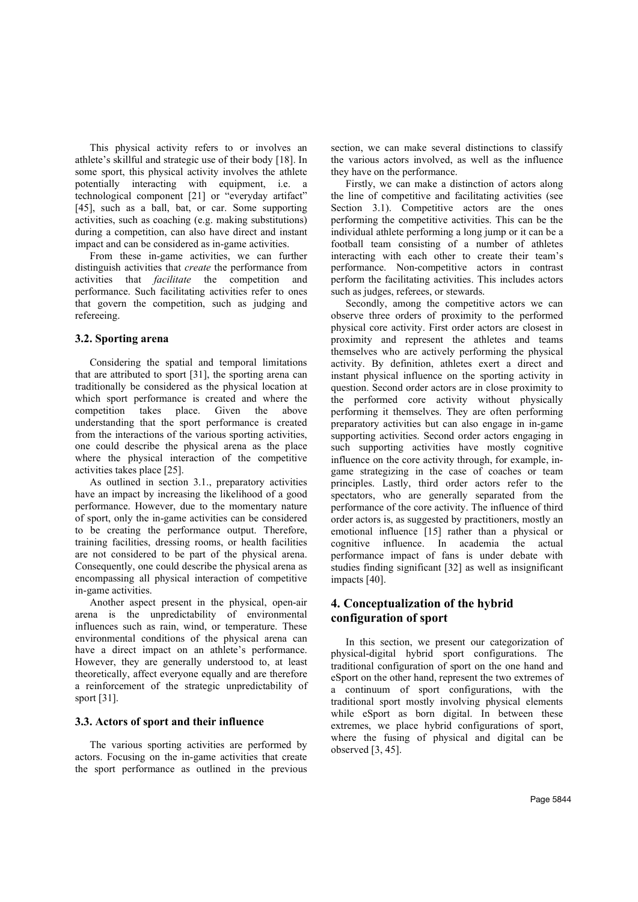This physical activity refers to or involves an athlete's skillful and strategic use of their body [18]. In some sport, this physical activity involves the athlete potentially interacting with equipment, i.e. a technological component [21] or "everyday artifact" [45], such as a ball, bat, or car. Some supporting activities, such as coaching (e.g. making substitutions) during a competition, can also have direct and instant impact and can be considered as in-game activities.

From these in-game activities, we can further distinguish activities that *create* the performance from activities that *facilitate* the competition and performance. Such facilitating activities refer to ones that govern the competition, such as judging and refereeing.

### 3.2. Sporting arena

Considering the spatial and temporal limitations that are attributed to sport [31], the sporting arena can traditionally be considered as the physical location at which sport performance is created and where the competition takes place. Given the above understanding that the sport performance is created from the interactions of the various sporting activities, one could describe the physical arena as the place where the physical interaction of the competitive activities takes place [25].

As outlined in section 3.1., preparatory activities have an impact by increasing the likelihood of a good performance. However, due to the momentary nature of sport, only the in-game activities can be considered to be creating the performance output. Therefore, training facilities, dressing rooms, or health facilities are not considered to be part of the physical arena. Consequently, one could describe the physical arena as encompassing all physical interaction of competitive in-game activities.

Another aspect present in the physical, open-air arena is the unpredictability of environmental influences such as rain, wind, or temperature. These environmental conditions of the physical arena can have a direct impact on an athlete's performance. However, they are generally understood to, at least theoretically, affect everyone equally and are therefore a reinforcement of the strategic unpredictability of sport [31].

### 3.3. Actors of sport and their influence

The various sporting activities are performed by actors. Focusing on the in-game activities that create the sport performance as outlined in the previous section, we can make several distinctions to classify the various actors involved, as well as the influence they have on the performance.

Firstly, we can make a distinction of actors along the line of competitive and facilitating activities (see Section 3.1). Competitive actors are the ones performing the competitive activities. This can be the individual athlete performing a long jump or it can be a football team consisting of a number of athletes interacting with each other to create their team's performance. Non-competitive actors in contrast perform the facilitating activities. This includes actors such as judges, referees, or stewards.

Secondly, among the competitive actors we can observe three orders of proximity to the performed physical core activity. First order actors are closest in proximity and represent the athletes and teams themselves who are actively performing the physical activity. By definition, athletes exert a direct and instant physical influence on the sporting activity in question. Second order actors are in close proximity to the performed core activity without physically performing it themselves. They are often performing preparatory activities but can also engage in in-game supporting activities. Second order actors engaging in such supporting activities have mostly cognitive influence on the core activity through, for example, in-game strategizing in the case of coaches or team principles. Lastly, third order actors refer to the spectators, who are generally separated from the performance of the core activity. The influence of third order actors is, as suggested by practitioners, mostly an emotional influence [15] rather than a physical or cognitive influence. In academia the actual performance impact of fans is under debate with studies finding significant [32] as well as insignificant impacts [40].

## 4. Conceptualization of the hybrid configuration of sport

In this section, we present our categorization of physical-digital hybrid sport configurations. The traditional configuration of sport on the one hand and eSport on the other hand, represent the two extremes of a continuum of sport configurations, with the traditional sport mostly involving physical elements while eSport as born digital. In between these extremes, we place hybrid configurations of sport, where the fusing of physical and digital can be observed [3, 45].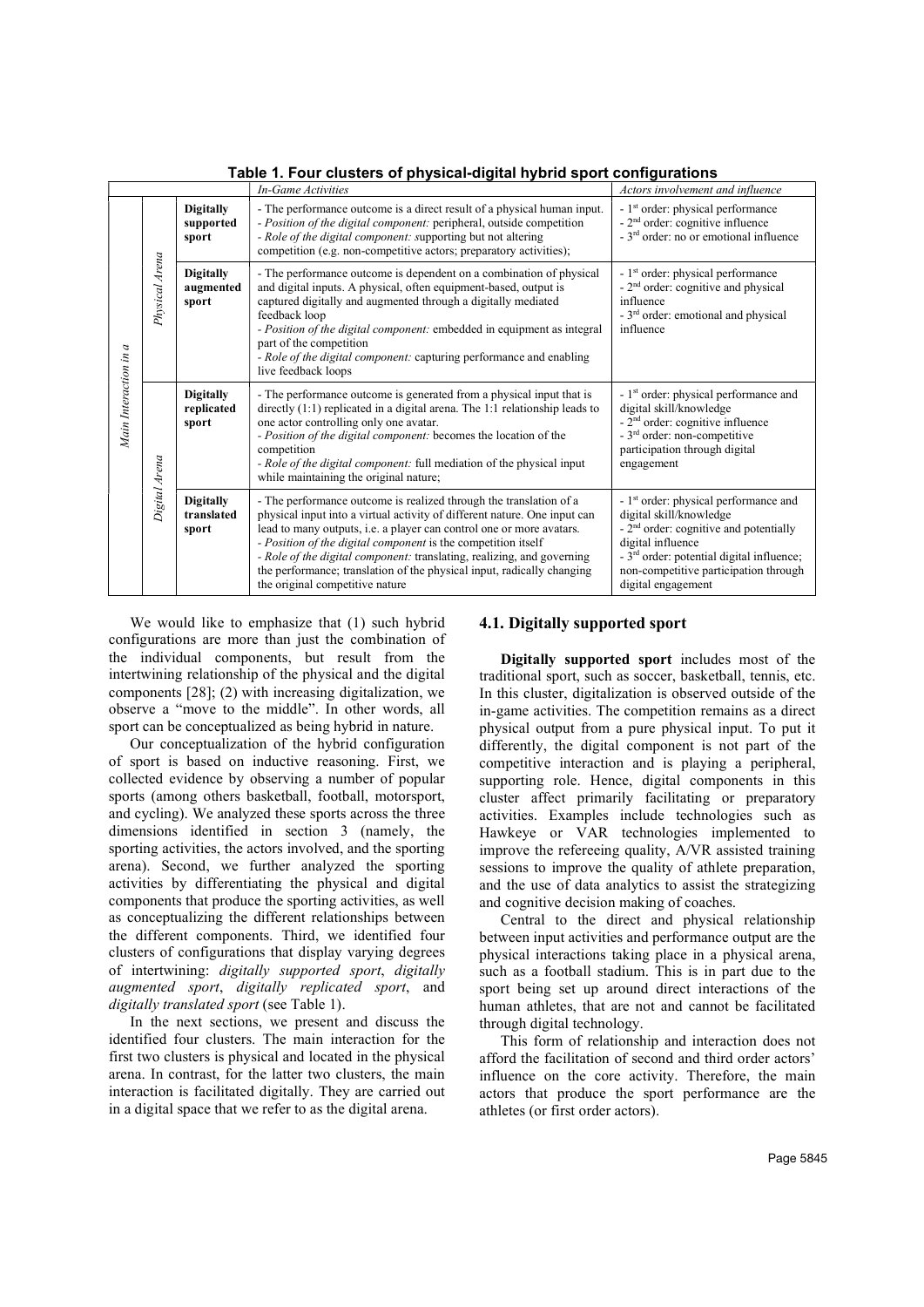**Table 1. Four clusters of physical-digital hybrid sport configurations**

| | | | *In-Game Activities* | *Actors involvement and influence* |
|---|---|---|---|---|
| *Main Interaction in a* | *Physical Arena* | **Digitally supported sport** | - The performance outcome is a direct result of a physical human input.<br>- *Position of the digital component:* peripheral, outside competition<br>- *Role of the digital component: s*upporting but not altering competition (e.g. non-competitive actors; preparatory activities); | - 1st order: physical performance<br>- 2nd order: cognitive influence<br>- 3rd order: no or emotional influence |
| | | **Digitally augmented sport** | - The performance outcome is dependent on a combination of physical and digital inputs. A physical, often equipment-based, output is captured digitally and augmented through a digitally mediated feedback loop<br>- *Position of the digital component:* embedded in equipment as integral part of the competition<br>- *Role of the digital component:* capturing performance and enabling live feedback loops | - 1st order: physical performance<br>- 2nd order: cognitive and physical influence<br>- 3rd order: emotional and physical influence |
| | *Digital Arena* | **Digitally replicated sport** | - The performance outcome is generated from a physical input that is directly (1:1) replicated in a digital arena. The 1:1 relationship leads to one actor controlling only one avatar.<br>- *Position of the digital component:* becomes the location of the competition<br>- *Role of the digital component:* full mediation of the physical input while maintaining the original nature; | - 1st order: physical performance and digital skill/knowledge<br>- 2nd order: cognitive influence<br>- 3rd order: non-competitive participation through digital engagement |
| | | **Digitally translated sport** | - The performance outcome is realized through the translation of a physical input into a virtual activity of different nature. One input can lead to many outputs, i.e. a player can control one or more avatars.<br>- *Position of the digital component* is the competition itself<br>- *Role of the digital component:* translating, realizing, and governing the performance; translation of the physical input, radically changing the original competitive nature | - 1st order: physical performance and digital skill/knowledge<br>- 2nd order: cognitive and potentially digital influence<br>- 3rd order: potential digital influence; non-competitive participation through digital engagement |

We would like to emphasize that (1) such hybrid configurations are more than just the combination of the individual components, but result from the intertwining relationship of the physical and the digital components [28]; (2) with increasing digitalization, we observe a "move to the middle". In other words, all sport can be conceptualized as being hybrid in nature.

Our conceptualization of the hybrid configuration of sport is based on inductive reasoning. First, we collected evidence by observing a number of popular sports (among others basketball, football, motorsport, and cycling). We analyzed these sports across the three dimensions identified in section 3 (namely, the sporting activities, the actors involved, and the sporting arena). Second, we further analyzed the sporting activities by differentiating the physical and digital components that produce the sporting activities, as well as conceptualizing the different relationships between the different components. Third, we identified four clusters of configurations that display varying degrees of intertwining: *digitally supported sport*, *digitally augmented sport*, *digitally replicated sport*, and *digitally translated sport* (see Table 1).

In the next sections, we present and discuss the identified four clusters. The main interaction for the first two clusters is physical and located in the physical arena. In contrast, for the latter two clusters, the main interaction is facilitated digitally. They are carried out in a digital space that we refer to as the digital arena.

### 4.1. Digitally supported sport

**Digitally supported sport** includes most of the traditional sport, such as soccer, basketball, tennis, etc. In this cluster, digitalization is observed outside of the in-game activities. The competition remains as a direct physical output from a pure physical input. To put it differently, the digital component is not part of the competitive interaction and is playing a peripheral, supporting role. Hence, digital components in this cluster affect primarily facilitating or preparatory activities. Examples include technologies such as Hawkeye or VAR technologies implemented to improve the refereeing quality, A/VR assisted training sessions to improve the quality of athlete preparation, and the use of data analytics to assist the strategizing and cognitive decision making of coaches.

Central to the direct and physical relationship between input activities and performance output are the physical interactions taking place in a physical arena, such as a football stadium. This is in part due to the sport being set up around direct interactions of the human athletes, that are not and cannot be facilitated through digital technology.

This form of relationship and interaction does not afford the facilitation of second and third order actors' influence on the core activity. Therefore, the main actors that produce the sport performance are the athletes (or first order actors).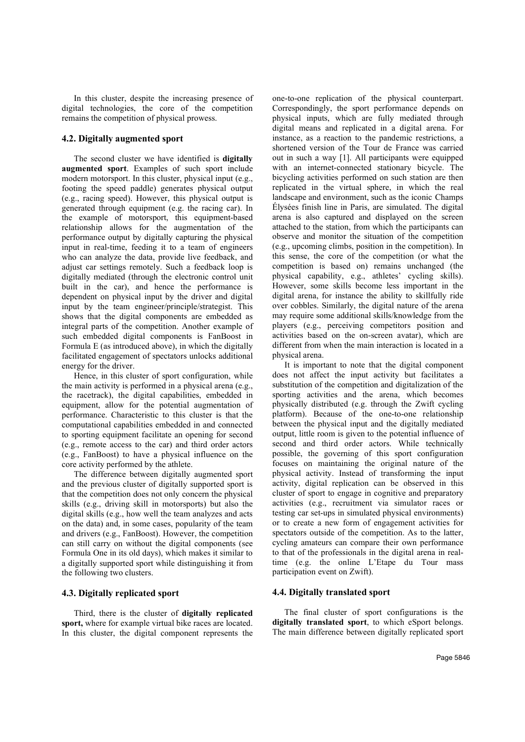In this cluster, despite the increasing presence of digital technologies, the core of the competition remains the competition of physical prowess.

### 4.2. Digitally augmented sport

The second cluster we have identified is **digitally augmented sport**. Examples of such sport include modern motorsport. In this cluster, physical input (e.g., footing the speed paddle) generates physical output (e.g., racing speed). However, this physical output is generated through equipment (e.g. the racing car). In the example of motorsport, this equipment-based relationship allows for the augmentation of the performance output by digitally capturing the physical input in real-time, feeding it to a team of engineers who can analyze the data, provide live feedback, and adjust car settings remotely. Such a feedback loop is digitally mediated (through the electronic control unit built in the car), and hence the performance is dependent on physical input by the driver and digital input by the team engineer/principle/strategist. This shows that the digital components are embedded as integral parts of the competition. Another example of such embedded digital components is FanBoost in Formula E (as introduced above), in which the digitally facilitated engagement of spectators unlocks additional energy for the driver.

Hence, in this cluster of sport configuration, while the main activity is performed in a physical arena (e.g., the racetrack), the digital capabilities, embedded in equipment, allow for the potential augmentation of performance. Characteristic to this cluster is that the computational capabilities embedded in and connected to sporting equipment facilitate an opening for second (e.g., remote access to the car) and third order actors (e.g., FanBoost) to have a physical influence on the core activity performed by the athlete.

The difference between digitally augmented sport and the previous cluster of digitally supported sport is that the competition does not only concern the physical skills (e.g., driving skill in motorsports) but also the digital skills (e.g., how well the team analyzes and acts on the data) and, in some cases, popularity of the team and drivers (e.g., FanBoost). However, the competition can still carry on without the digital components (see Formula One in its old days), which makes it similar to a digitally supported sport while distinguishing it from the following two clusters.

### 4.3. Digitally replicated sport

Third, there is the cluster of **digitally replicated sport,** where for example virtual bike races are located. In this cluster, the digital component represents the one-to-one replication of the physical counterpart. Correspondingly, the sport performance depends on physical inputs, which are fully mediated through digital means and replicated in a digital arena. For instance, as a reaction to the pandemic restrictions, a shortened version of the Tour de France was carried out in such a way [1]. All participants were equipped with an internet-connected stationary bicycle. The bicycling activities performed on such station are then replicated in the virtual sphere, in which the real landscape and environment, such as the iconic Champs Élysées finish line in Paris, are simulated. The digital arena is also captured and displayed on the screen attached to the station, from which the participants can observe and monitor the situation of the competition (e.g., upcoming climbs, position in the competition). In this sense, the core of the competition (or what the competition is based on) remains unchanged (the physical capability, e.g., athletes' cycling skills). However, some skills become less important in the digital arena, for instance the ability to skillfully ride over cobbles. Similarly, the digital nature of the arena may require some additional skills/knowledge from the players (e.g., perceiving competitors position and activities based on the on-screen avatar), which are different from when the main interaction is located in a physical arena.

It is important to note that the digital component does not affect the input activity but facilitates a substitution of the competition and digitalization of the sporting activities and the arena, which becomes physically distributed (e.g. through the Zwift cycling platform). Because of the one-to-one relationship between the physical input and the digitally mediated output, little room is given to the potential influence of second and third order actors. While technically possible, the governing of this sport configuration focuses on maintaining the original nature of the physical activity. Instead of transforming the input activity, digital replication can be observed in this cluster of sport to engage in cognitive and preparatory activities (e.g., recruitment via simulator races or testing car set-ups in simulated physical environments) or to create a new form of engagement activities for spectators outside of the competition. As to the latter, cycling amateurs can compare their own performance to that of the professionals in the digital arena in real-time (e.g. the online L'Etape du Tour mass participation event on Zwift).

### 4.4. Digitally translated sport

The final cluster of sport configurations is the **digitally translated sport**, to which eSport belongs. The main difference between digitally replicated sport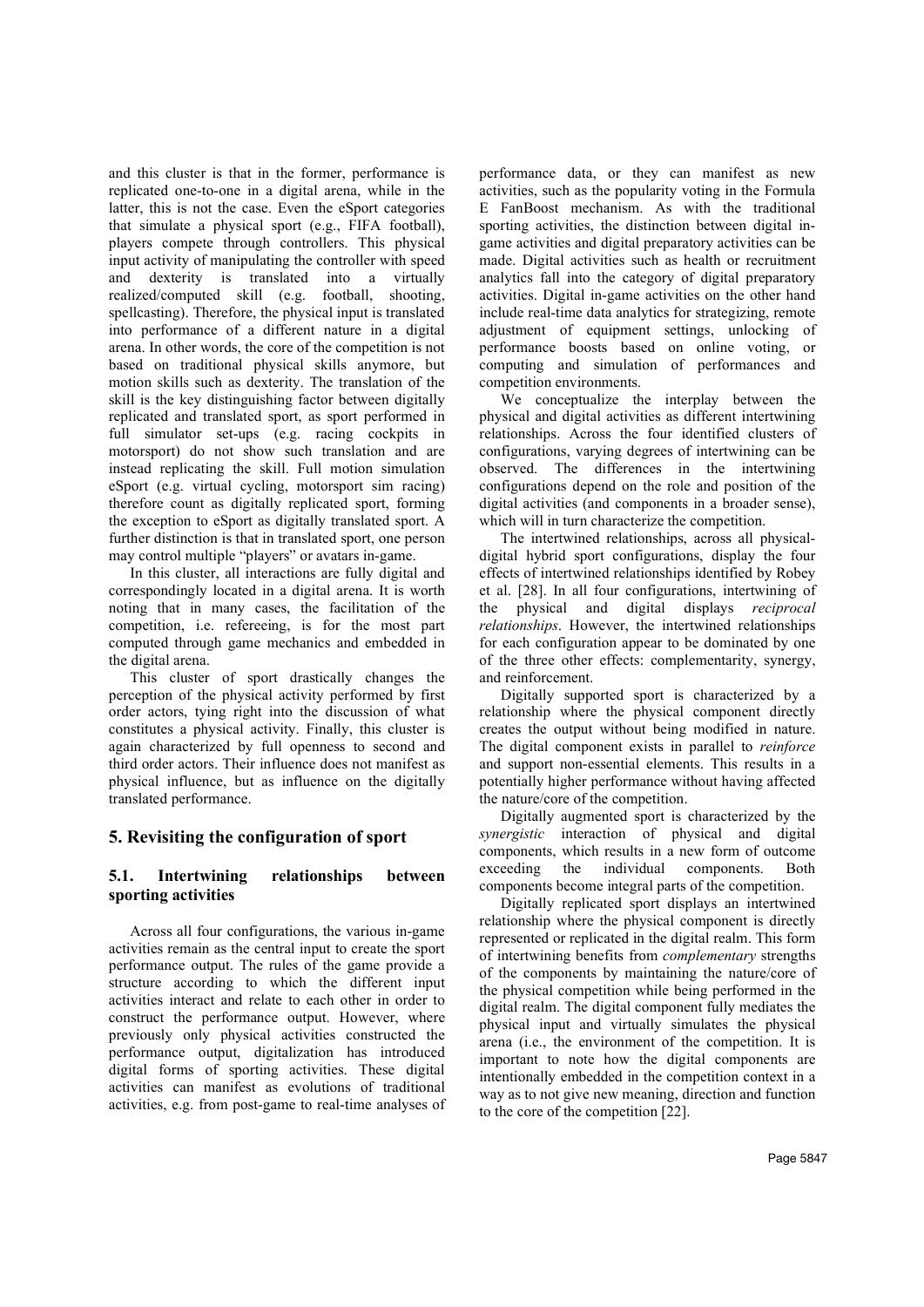and this cluster is that in the former, performance is replicated one-to-one in a digital arena, while in the latter, this is not the case. Even the eSport categories that simulate a physical sport (e.g., FIFA football), players compete through controllers. This physical input activity of manipulating the controller with speed and dexterity is translated into a virtually realized/computed skill (e.g. football, shooting, spellcasting). Therefore, the physical input is translated into performance of a different nature in a digital arena. In other words, the core of the competition is not based on traditional physical skills anymore, but motion skills such as dexterity. The translation of the skill is the key distinguishing factor between digitally replicated and translated sport, as sport performed in full simulator set-ups (e.g. racing cockpits in motorsport) do not show such translation and are instead replicating the skill. Full motion simulation eSport (e.g. virtual cycling, motorsport sim racing) therefore count as digitally replicated sport, forming the exception to eSport as digitally translated sport. A further distinction is that in translated sport, one person may control multiple "players" or avatars in-game.

In this cluster, all interactions are fully digital and correspondingly located in a digital arena. It is worth noting that in many cases, the facilitation of the competition, i.e. refereeing, is for the most part computed through game mechanics and embedded in the digital arena.

This cluster of sport drastically changes the perception of the physical activity performed by first order actors, tying right into the discussion of what constitutes a physical activity. Finally, this cluster is again characterized by full openness to second and third order actors. Their influence does not manifest as physical influence, but as influence on the digitally translated performance.

## 5. Revisiting the configuration of sport

### 5.1. Intertwining relationships between sporting activities

Across all four configurations, the various in-game activities remain as the central input to create the sport performance output. The rules of the game provide a structure according to which the different input activities interact and relate to each other in order to construct the performance output. However, where previously only physical activities constructed the performance output, digitalization has introduced digital forms of sporting activities. These digital activities can manifest as evolutions of traditional activities, e.g. from post-game to real-time analyses of performance data, or they can manifest as new activities, such as the popularity voting in the Formula E FanBoost mechanism. As with the traditional sporting activities, the distinction between digital in-game activities and digital preparatory activities can be made. Digital activities such as health or recruitment analytics fall into the category of digital preparatory activities. Digital in-game activities on the other hand include real-time data analytics for strategizing, remote adjustment of equipment settings, unlocking of performance boosts based on online voting, or computing and simulation of performances and competition environments.

We conceptualize the interplay between the physical and digital activities as different intertwining relationships. Across the four identified clusters of configurations, varying degrees of intertwining can be observed. The differences in the intertwining configurations depend on the role and position of the digital activities (and components in a broader sense), which will in turn characterize the competition.

The intertwined relationships, across all physical-digital hybrid sport configurations, display the four effects of intertwined relationships identified by Robey et al. [28]. In all four configurations, intertwining of the physical and digital displays *reciprocal relationships*. However, the intertwined relationships for each configuration appear to be dominated by one of the three other effects: complementarity, synergy, and reinforcement.

Digitally supported sport is characterized by a relationship where the physical component directly creates the output without being modified in nature. The digital component exists in parallel to *reinforce* and support non-essential elements. This results in a potentially higher performance without having affected the nature/core of the competition.

Digitally augmented sport is characterized by the *synergistic* interaction of physical and digital components, which results in a new form of outcome exceeding the individual components. Both components become integral parts of the competition.

Digitally replicated sport displays an intertwined relationship where the physical component is directly represented or replicated in the digital realm. This form of intertwining benefits from *complementary* strengths of the components by maintaining the nature/core of the physical competition while being performed in the digital realm. The digital component fully mediates the physical input and virtually simulates the physical arena (i.e., the environment of the competition. It is important to note how the digital components are intentionally embedded in the competition context in a way as to not give new meaning, direction and function to the core of the competition [22].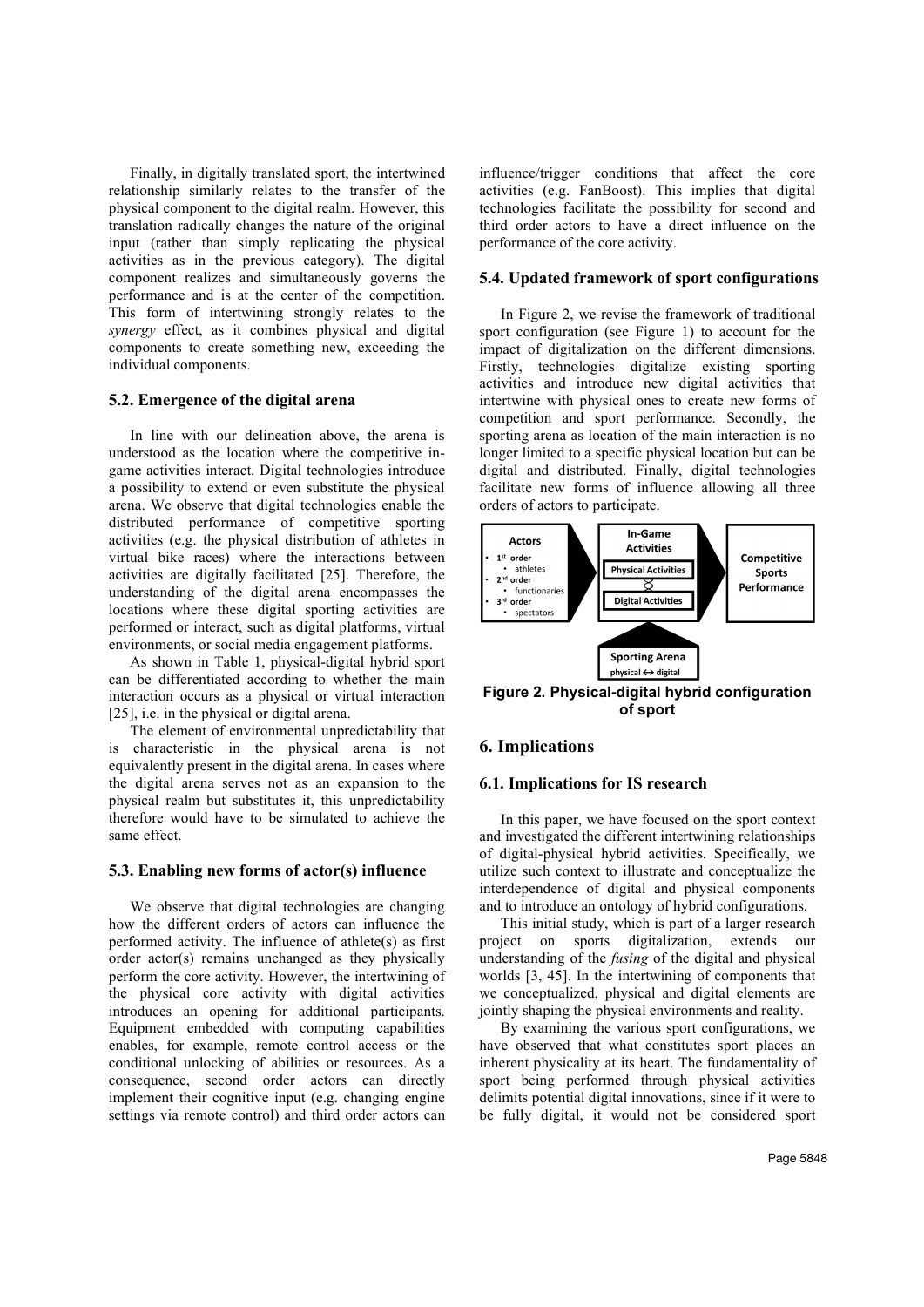Finally, in digitally translated sport, the intertwined relationship similarly relates to the transfer of the physical component to the digital realm. However, this translation radically changes the nature of the original input (rather than simply replicating the physical activities as in the previous category). The digital component realizes and simultaneously governs the performance and is at the center of the competition. This form of intertwining strongly relates to the *synergy* effect, as it combines physical and digital components to create something new, exceeding the individual components.

### 5.2. Emergence of the digital arena

In line with our delineation above, the arena is understood as the location where the competitive in-game activities interact. Digital technologies introduce a possibility to extend or even substitute the physical arena. We observe that digital technologies enable the distributed performance of competitive sporting activities (e.g. the physical distribution of athletes in virtual bike races) where the interactions between activities are digitally facilitated [25]. Therefore, the understanding of the digital arena encompasses the locations where these digital sporting activities are performed or interact, such as digital platforms, virtual environments, or social media engagement platforms.

As shown in Table 1, physical-digital hybrid sport can be differentiated according to whether the main interaction occurs as a physical or virtual interaction [25], i.e. in the physical or digital arena.

The element of environmental unpredictability that is characteristic in the physical arena is not equivalently present in the digital arena. In cases where the digital arena serves not as an expansion to the physical realm but substitutes it, this unpredictability therefore would have to be simulated to achieve the same effect.

### 5.3. Enabling new forms of actor(s) influence

We observe that digital technologies are changing how the different orders of actors can influence the performed activity. The influence of athlete(s) as first order actor(s) remains unchanged as they physically perform the core activity. However, the intertwining of the physical core activity with digital activities introduces an opening for additional participants. Equipment embedded with computing capabilities enables, for example, remote control access or the conditional unlocking of abilities or resources. As a consequence, second order actors can directly implement their cognitive input (e.g. changing engine settings via remote control) and third order actors can influence/trigger conditions that affect the core activities (e.g. FanBoost). This implies that digital technologies facilitate the possibility for second and third order actors to have a direct influence on the performance of the core activity.

### 5.4. Updated framework of sport configurations

In Figure 2, we revise the framework of traditional sport configuration (see Figure 1) to account for the impact of digitalization on the different dimensions. Firstly, technologies digitalize existing sporting activities and introduce new digital activities that intertwine with physical ones to create new forms of competition and sport performance. Secondly, the sporting arena as location of the main interaction is no longer limited to a specific physical location but can be digital and distributed. Finally, digital technologies facilitate new forms of influence allowing all three orders of actors to participate.

**Actors**
- 1st order
  - athletes
- 2nd order
  - functionaries
- 3rd order
  - spectators

**In-Game Activities**: Physical Activities ∞ Digital Activities → **Competitive Sports Performance**

**Sporting Arena** physical ↔ digital

**Figure 2. Physical-digital hybrid configuration of sport**

## 6. Implications

### 6.1. Implications for IS research

In this paper, we have focused on the sport context and investigated the different intertwining relationships of digital-physical hybrid activities. Specifically, we utilize such context to illustrate and conceptualize the interdependence of digital and physical components and to introduce an ontology of hybrid configurations.

This initial study, which is part of a larger research project on sports digitalization, extends our understanding of the *fusing* of the digital and physical worlds [3, 45]. In the intertwining of components that we conceptualized, physical and digital elements are jointly shaping the physical environments and reality.

By examining the various sport configurations, we have observed that what constitutes sport places an inherent physicality at its heart. The fundamentality of sport being performed through physical activities delimits potential digital innovations, since if it were to be fully digital, it would not be considered sport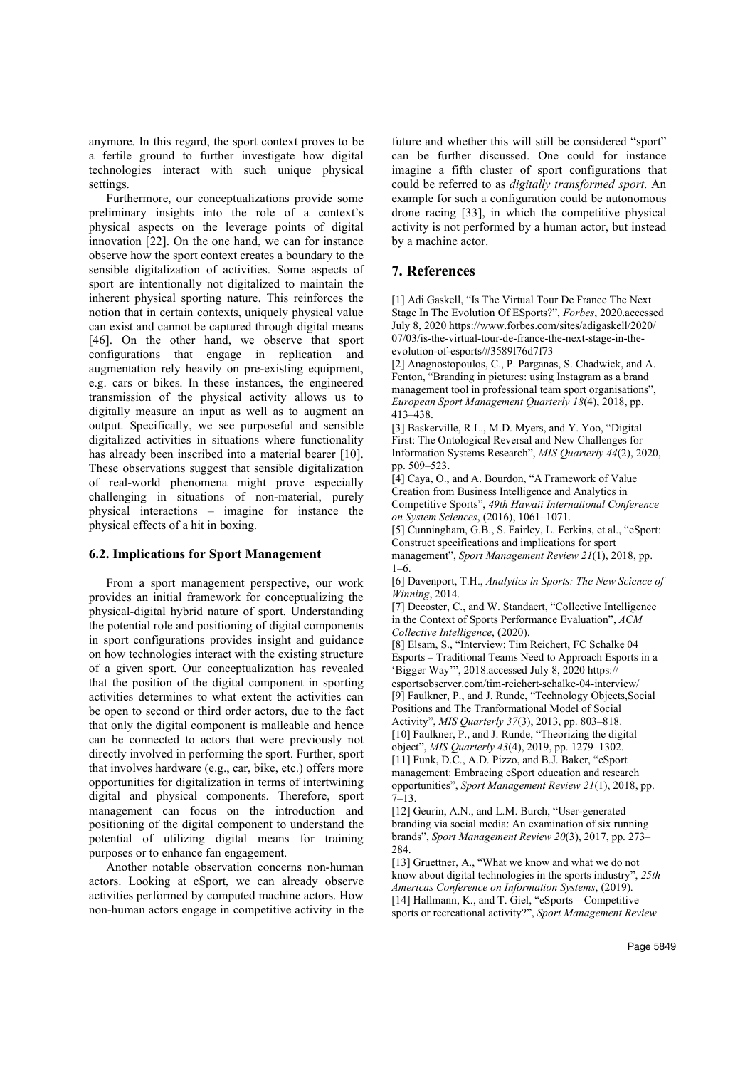anymore. In this regard, the sport context proves to be a fertile ground to further investigate how digital technologies interact with such unique physical settings.

Furthermore, our conceptualizations provide some preliminary insights into the role of a context's physical aspects on the leverage points of digital innovation [22]. On the one hand, we can for instance observe how the sport context creates a boundary to the sensible digitalization of activities. Some aspects of sport are intentionally not digitalized to maintain the inherent physical sporting nature. This reinforces the notion that in certain contexts, uniquely physical value can exist and cannot be captured through digital means [46]. On the other hand, we observe that sport configurations that engage in replication and augmentation rely heavily on pre-existing equipment, e.g. cars or bikes. In these instances, the engineered transmission of the physical activity allows us to digitally measure an input as well as to augment an output. Specifically, we see purposeful and sensible digitalized activities in situations where functionality has already been inscribed into a material bearer [10]. These observations suggest that sensible digitalization of real-world phenomena might prove especially challenging in situations of non-material, purely physical interactions – imagine for instance the physical effects of a hit in boxing.

### 6.2. Implications for Sport Management

From a sport management perspective, our work provides an initial framework for conceptualizing the physical-digital hybrid nature of sport. Understanding the potential role and positioning of digital components in sport configurations provides insight and guidance on how technologies interact with the existing structure of a given sport. Our conceptualization has revealed that the position of the digital component in sporting activities determines to what extent the activities can be open to second or third order actors, due to the fact that only the digital component is malleable and hence can be connected to actors that were previously not directly involved in performing the sport. Further, sport that involves hardware (e.g., car, bike, etc.) offers more opportunities for digitalization in terms of intertwining digital and physical components. Therefore, sport management can focus on the introduction and positioning of the digital component to understand the potential of utilizing digital means for training purposes or to enhance fan engagement.

Another notable observation concerns non-human actors. Looking at eSport, we can already observe activities performed by computed machine actors. How non-human actors engage in competitive activity in the future and whether this will still be considered "sport" can be further discussed. One could for instance imagine a fifth cluster of sport configurations that could be referred to as *digitally transformed sport*. An example for such a configuration could be autonomous drone racing [33], in which the competitive physical activity is not performed by a human actor, but instead by a machine actor.

## 7. References

[1] Adi Gaskell, "Is The Virtual Tour De France The Next Stage In The Evolution Of ESports?", *Forbes*, 2020.accessed July 8, 2020 https://www.forbes.com/sites/adigaskell/2020/07/03/is-the-virtual-tour-de-france-the-next-stage-in-the-evolution-of-esports/#3589f76d7f73

[2] Anagnostopoulos, C., P. Parganas, S. Chadwick, and A. Fenton, "Branding in pictures: using Instagram as a brand management tool in professional team sport organisations", *European Sport Management Quarterly 18*(4), 2018, pp. 413–438.

[3] Baskerville, R.L., M.D. Myers, and Y. Yoo, "Digital First: The Ontological Reversal and New Challenges for Information Systems Research", *MIS Quarterly 44*(2), 2020, pp. 509–523.

[4] Caya, O., and A. Bourdon, "A Framework of Value Creation from Business Intelligence and Analytics in Competitive Sports", *49th Hawaii International Conference on System Sciences*, (2016), 1061–1071.

[5] Cunningham, G.B., S. Fairley, L. Ferkins, et al., "eSport: Construct specifications and implications for sport management", *Sport Management Review 21*(1), 2018, pp. 1–6.

[6] Davenport, T.H., *Analytics in Sports: The New Science of Winning*, 2014.

[7] Decoster, C., and W. Standaert, "Collective Intelligence in the Context of Sports Performance Evaluation", *ACM Collective Intelligence*, (2020).

[8] Elsam, S., "Interview: Tim Reichert, FC Schalke 04 Esports – Traditional Teams Need to Approach Esports in a 'Bigger Way'", 2018.accessed July 8, 2020 https://esportsobserver.com/tim-reichert-schalke-04-interview/

[9] Faulkner, P., and J. Runde, "Technology Objects,Social Positions and The Tranformational Model of Social Activity", *MIS Quarterly 37*(3), 2013, pp. 803–818.

[10] Faulkner, P., and J. Runde, "Theorizing the digital object", *MIS Quarterly 43*(4), 2019, pp. 1279–1302.

[11] Funk, D.C., A.D. Pizzo, and B.J. Baker, "eSport management: Embracing eSport education and research opportunities", *Sport Management Review 21*(1), 2018, pp. 7–13.

[12] Geurin, A.N., and L.M. Burch, "User-generated branding via social media: An examination of six running brands", *Sport Management Review 20*(3), 2017, pp. 273–284.

[13] Gruettner, A., "What we know and what we do not know about digital technologies in the sports industry", *25th Americas Conference on Information Systems*, (2019).

[14] Hallmann, K., and T. Giel, "eSports – Competitive sports or recreational activity?", *Sport Management Review*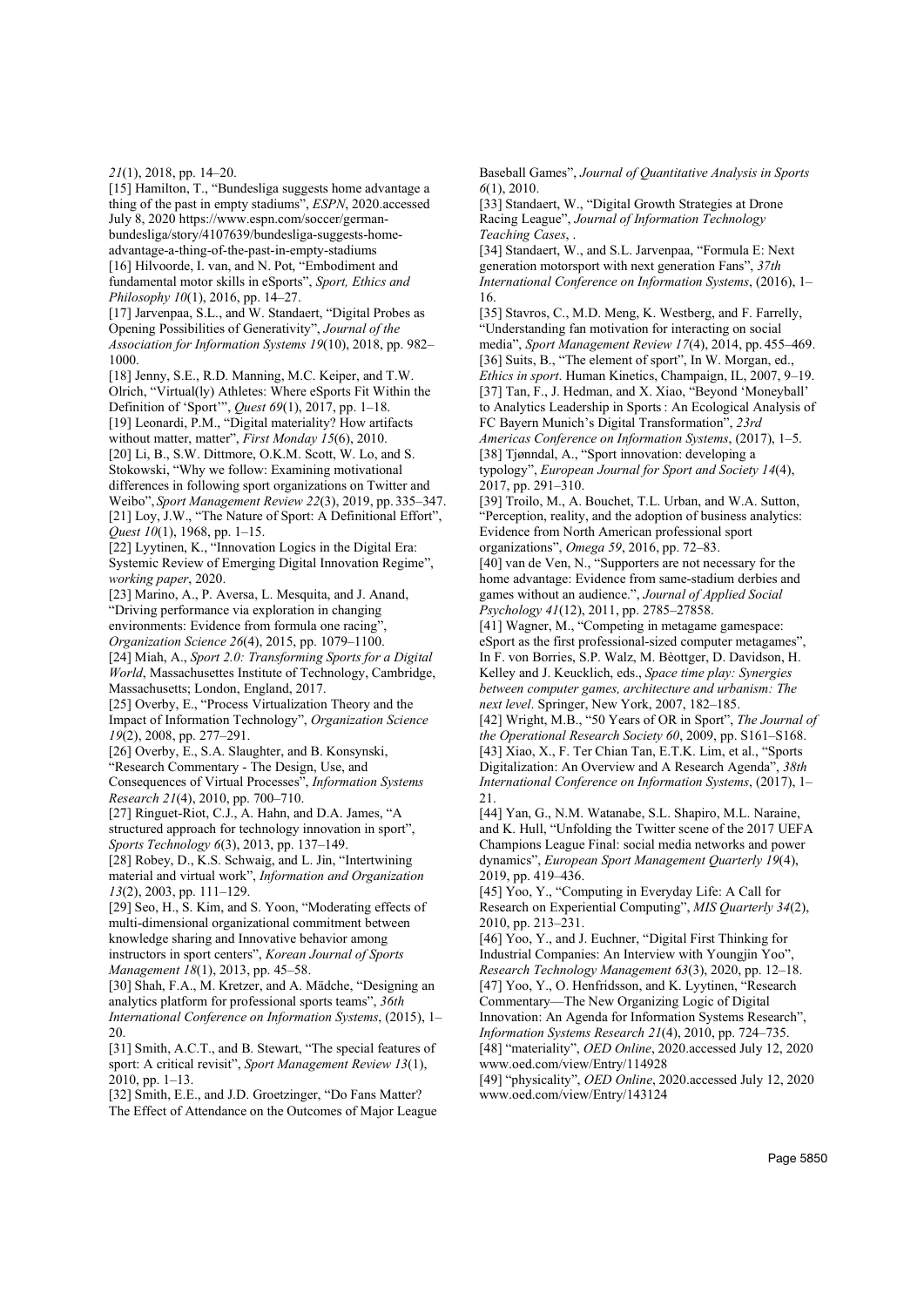*21*(1), 2018, pp. 14–20.

[15] Hamilton, T., "Bundesliga suggests home advantage a thing of the past in empty stadiums", *ESPN*, 2020.accessed July 8, 2020 https://www.espn.com/soccer/german-bundesliga/story/4107639/bundesliga-suggests-home-advantage-a-thing-of-the-past-in-empty-stadiums

[16] Hilvoorde, I. van, and N. Pot, "Embodiment and fundamental motor skills in eSports", *Sport, Ethics and Philosophy 10*(1), 2016, pp. 14–27.

[17] Jarvenpaa, S.L., and W. Standaert, "Digital Probes as Opening Possibilities of Generativity", *Journal of the Association for Information Systems 19*(10), 2018, pp. 982–1000.

[18] Jenny, S.E., R.D. Manning, M.C. Keiper, and T.W. Olrich, "Virtual(ly) Athletes: Where eSports Fit Within the Definition of 'Sport'", *Quest 69*(1), 2017, pp. 1–18.

[19] Leonardi, P.M., "Digital materiality? How artifacts without matter, matter", *First Monday 15*(6), 2010.

[20] Li, B., S.W. Dittmore, O.K.M. Scott, W. Lo, and S. Stokowski, "Why we follow: Examining motivational differences in following sport organizations on Twitter and Weibo", *Sport Management Review 22*(3), 2019, pp. 335–347.

[21] Loy, J.W., "The Nature of Sport: A Definitional Effort", *Quest 10*(1), 1968, pp. 1–15.

[22] Lyytinen, K., "Innovation Logics in the Digital Era: Systemic Review of Emerging Digital Innovation Regime", *working paper*, 2020.

[23] Marino, A., P. Aversa, L. Mesquita, and J. Anand, "Driving performance via exploration in changing environments: Evidence from formula one racing", *Organization Science 26*(4), 2015, pp. 1079–1100.

[24] Miah, A., *Sport 2.0: Transforming Sports for a Digital World*, Massachusettes Institute of Technology, Cambridge, Massachusetts; London, England, 2017.

[25] Overby, E., "Process Virtualization Theory and the Impact of Information Technology", *Organization Science 19*(2), 2008, pp. 277–291.

[26] Overby, E., S.A. Slaughter, and B. Konsynski, "Research Commentary - The Design, Use, and Consequences of Virtual Processes", *Information Systems Research 21*(4), 2010, pp. 700–710.

[27] Ringuet-Riot, C.J., A. Hahn, and D.A. James, "A structured approach for technology innovation in sport", *Sports Technology 6*(3), 2013, pp. 137–149.

[28] Robey, D., K.S. Schwaig, and L. Jin, "Intertwining material and virtual work", *Information and Organization 13*(2), 2003, pp. 111–129.

[29] Seo, H., S. Kim, and S. Yoon, "Moderating effects of multi-dimensional organizational commitment between knowledge sharing and Innovative behavior among instructors in sport centers", *Korean Journal of Sports Management 18*(1), 2013, pp. 45–58.

[30] Shah, F.A., M. Kretzer, and A. Mädche, "Designing an analytics platform for professional sports teams", *36th International Conference on Information Systems*, (2015), 1–20.

[31] Smith, A.C.T., and B. Stewart, "The special features of sport: A critical revisit", *Sport Management Review 13*(1), 2010, pp. 1–13.

[32] Smith, E.E., and J.D. Groetzinger, "Do Fans Matter? The Effect of Attendance on the Outcomes of Major League Baseball Games", *Journal of Quantitative Analysis in Sports 6*(1), 2010.

[33] Standaert, W., "Digital Growth Strategies at Drone Racing League", *Journal of Information Technology Teaching Cases*, .

[34] Standaert, W., and S.L. Jarvenpaa, "Formula E: Next generation motorsport with next generation Fans", *37th International Conference on Information Systems*, (2016), 1–16.

[35] Stavros, C., M.D. Meng, K. Westberg, and F. Farrelly, "Understanding fan motivation for interacting on social media", *Sport Management Review 17*(4), 2014, pp. 455–469.

[36] Suits, B., "The element of sport", In W. Morgan, ed., *Ethics in sport*. Human Kinetics, Champaign, IL, 2007, 9–19.

[37] Tan, F., J. Hedman, and X. Xiao, "Beyond 'Moneyball' to Analytics Leadership in Sports : An Ecological Analysis of FC Bayern Munich's Digital Transformation", *23rd Americas Conference on Information Systems*, (2017), 1–5.

[38] Tjønndal, A., "Sport innovation: developing a typology", *European Journal for Sport and Society 14*(4), 2017, pp. 291–310.

[39] Troilo, M., A. Bouchet, T.L. Urban, and W.A. Sutton, "Perception, reality, and the adoption of business analytics: Evidence from North American professional sport organizations", *Omega 59*, 2016, pp. 72–83.

[40] van de Ven, N., "Supporters are not necessary for the home advantage: Evidence from same-stadium derbies and games without an audience.", *Journal of Applied Social Psychology 41*(12), 2011, pp. 2785–27858.

[41] Wagner, M., "Competing in metagame gamespace: eSport as the first professional-sized computer metagames", In F. von Borries, S.P. Walz, M. Bèottger, D. Davidson, H. Kelley and J. Keucklich, eds., *Space time play: Synergies between computer games, architecture and urbanism: The next level*. Springer, New York, 2007, 182–185.

[42] Wright, M.B., "50 Years of OR in Sport", *The Journal of the Operational Research Society 60*, 2009, pp. S161–S168.

[43] Xiao, X., F. Ter Chian Tan, E.T.K. Lim, et al., "Sports Digitalization: An Overview and A Research Agenda", *38th International Conference on Information Systems*, (2017), 1–21.

[44] Yan, G., N.M. Watanabe, S.L. Shapiro, M.L. Naraine, and K. Hull, "Unfolding the Twitter scene of the 2017 UEFA Champions League Final: social media networks and power dynamics", *European Sport Management Quarterly 19*(4), 2019, pp. 419–436.

[45] Yoo, Y., "Computing in Everyday Life: A Call for Research on Experiential Computing", *MIS Quarterly 34*(2), 2010, pp. 213–231.

[46] Yoo, Y., and J. Euchner, "Digital First Thinking for Industrial Companies: An Interview with Youngjin Yoo", *Research Technology Management 63*(3), 2020, pp. 12–18.

[47] Yoo, Y., O. Henfridsson, and K. Lyytinen, "Research Commentary—The New Organizing Logic of Digital Innovation: An Agenda for Information Systems Research", *Information Systems Research 21*(4), 2010, pp. 724–735.

[48] "materiality", *OED Online*, 2020.accessed July 12, 2020 www.oed.com/view/Entry/114928

[49] "physicality", *OED Online*, 2020.accessed July 12, 2020 www.oed.com/view/Entry/143124